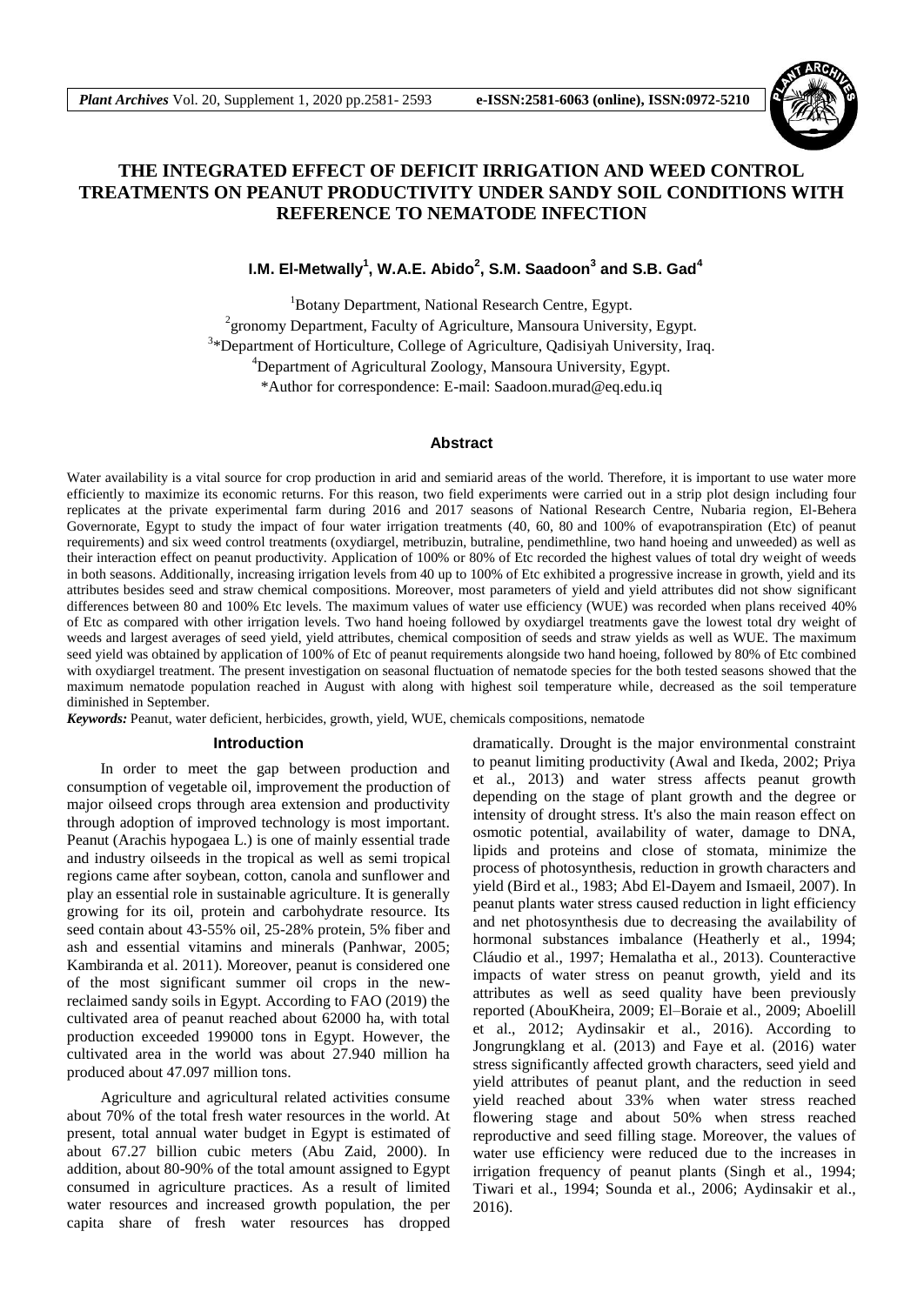# THE INTEGRATED EFFECT OF DEFICIT IRRIGATION AND WEED CONTROL TREATMENTS ON PEANUT PRODUCTIVITY UNDER SANDY SOIL CONDITIONS WITH REFERENCE TO NEMATODE INFECTION

**I.M. El-Metwally[1], W.A.E. Abido[2], S.M. Saadoon[3] and S.B. Gad[4]**

[1]Botany Department, National Research Centre, Egypt.
[2]gronomy Department, Faculty of Agriculture, Mansoura University, Egypt.
[3]*Department of Horticulture, College of Agriculture, Qadisiyah University, Iraq.
[4]Department of Agricultural Zoology, Mansoura University, Egypt.
*Author for correspondence: E-mail: Saadoon.murad@eq.edu.iq

## Abstract

Water availability is a vital source for crop production in arid and semiarid areas of the world. Therefore, it is important to use water more efficiently to maximize its economic returns. For this reason, two field experiments were carried out in a strip plot design including four replicates at the private experimental farm during 2016 and 2017 seasons of National Research Centre, Nubaria region, El-Behera Governorate, Egypt to study the impact of four water irrigation treatments (40, 60, 80 and 100% of evapotranspiration (Etc) of peanut requirements) and six weed control treatments (oxydiargel, metribuzin, butraline, pendimethline, two hand hoeing and unweeded) as well as their interaction effect on peanut productivity. Application of 100% or 80% of Etc recorded the highest values of total dry weight of weeds in both seasons. Additionally, increasing irrigation levels from 40 up to 100% of Etc exhibited a progressive increase in growth, yield and its attributes besides seed and straw chemical compositions. Moreover, most parameters of yield and yield attributes did not show significant differences between 80 and 100% Etc levels. The maximum values of water use efficiency (WUE) was recorded when plans received 40% of Etc as compared with other irrigation levels. Two hand hoeing followed by oxydiargel treatments gave the lowest total dry weight of weeds and largest averages of seed yield, yield attributes, chemical composition of seeds and straw yields as well as WUE. The maximum seed yield was obtained by application of 100% of Etc of peanut requirements alongside two hand hoeing, followed by 80% of Etc combined with oxydiargel treatment. The present investigation on seasonal fluctuation of nematode species for the both tested seasons showed that the maximum nematode population reached in August with along with highest soil temperature while, decreased as the soil temperature diminished in September.

*Keywords:* Peanut, water deficient, herbicides, growth, yield, WUE, chemicals compositions, nematode

## Introduction

In order to meet the gap between production and consumption of vegetable oil, improvement the production of major oilseed crops through area extension and productivity through adoption of improved technology is most important. Peanut (Arachis hypogaea L.) is one of mainly essential trade and industry oilseeds in the tropical as well as semi tropical regions came after soybean, cotton, canola and sunflower and play an essential role in sustainable agriculture. It is generally growing for its oil, protein and carbohydrate resource. Its seed contain about 43-55% oil, 25-28% protein, 5% fiber and ash and essential vitamins and minerals (Panhwar, 2005; Kambiranda et al. 2011). Moreover, peanut is considered one of the most significant summer oil crops in the new-reclaimed sandy soils in Egypt. According to FAO (2019) the cultivated area of peanut reached about 62000 ha, with total production exceeded 199000 tons in Egypt. However, the cultivated area in the world was about 27.940 million ha produced about 47.097 million tons.

Agriculture and agricultural related activities consume about 70% of the total fresh water resources in the world. At present, total annual water budget in Egypt is estimated of about 67.27 billion cubic meters (Abu Zaid, 2000). In addition, about 80-90% of the total amount assigned to Egypt consumed in agriculture practices. As a result of limited water resources and increased growth population, the per capita share of fresh water resources has dropped dramatically. Drought is the major environmental constraint to peanut limiting productivity (Awal and Ikeda, 2002; Priya et al., 2013) and water stress affects peanut growth depending on the stage of plant growth and the degree or intensity of drought stress. It's also the main reason effect on osmotic potential, availability of water, damage to DNA, lipids and proteins and close of stomata, minimize the process of photosynthesis, reduction in growth characters and yield (Bird et al., 1983; Abd El-Dayem and Ismaeil, 2007). In peanut plants water stress caused reduction in light efficiency and net photosynthesis due to decreasing the availability of hormonal substances imbalance (Heatherly et al., 1994; Cláudio et al., 1997; Hemalatha et al., 2013). Counteractive impacts of water stress on peanut growth, yield and its attributes as well as seed quality have been previously reported (AbouKheira, 2009; El–Boraie et al., 2009; Aboelill et al., 2012; Aydinsakir et al., 2016). According to Jongrungklang et al. (2013) and Faye et al. (2016) water stress significantly affected growth characters, seed yield and yield attributes of peanut plant, and the reduction in seed yield reached about 33% when water stress reached flowering stage and about 50% when stress reached reproductive and seed filling stage. Moreover, the values of water use efficiency were reduced due to the increases in irrigation frequency of peanut plants (Singh et al., 1994; Tiwari et al., 1994; Sounda et al., 2006; Aydinsakir et al., 2016).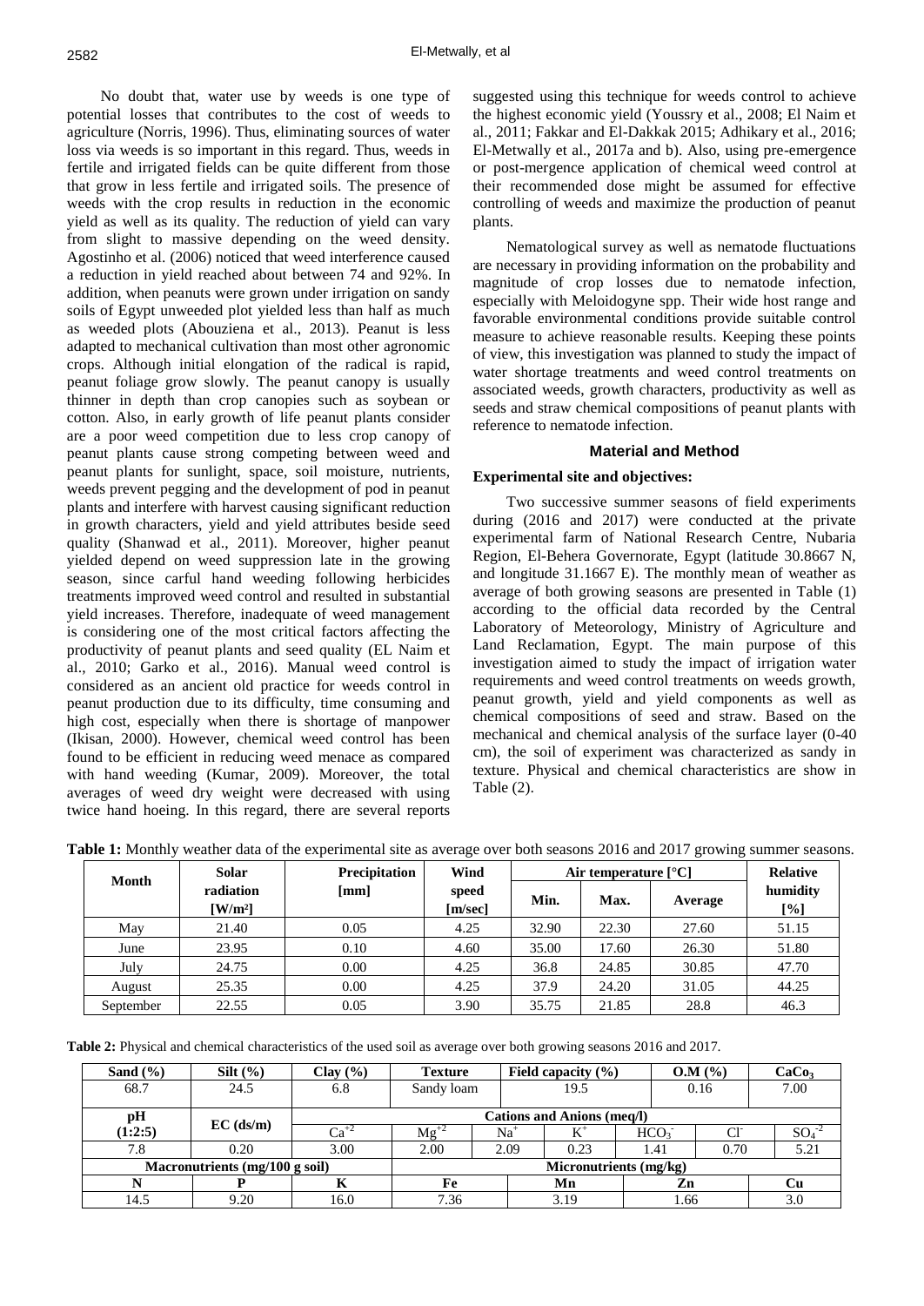No doubt that, water use by weeds is one type of potential losses that contributes to the cost of weeds to agriculture (Norris, 1996). Thus, eliminating sources of water loss via weeds is so important in this regard. Thus, weeds in fertile and irrigated fields can be quite different from those that grow in less fertile and irrigated soils. The presence of weeds with the crop results in reduction in the economic yield as well as its quality. The reduction of yield can vary from slight to massive depending on the weed density. Agostinho et al. (2006) noticed that weed interference caused a reduction in yield reached about between 74 and 92%. In addition, when peanuts were grown under irrigation on sandy soils of Egypt unweeded plot yielded less than half as much as weeded plots (Abouziena et al., 2013). Peanut is less adapted to mechanical cultivation than most other agronomic crops. Although initial elongation of the radical is rapid, peanut foliage grow slowly. The peanut canopy is usually thinner in depth than crop canopies such as soybean or cotton. Also, in early growth of life peanut plants consider are a poor weed competition due to less crop canopy of peanut plants cause strong competing between weed and peanut plants for sunlight, space, soil moisture, nutrients, weeds prevent pegging and the development of pod in peanut plants and interfere with harvest causing significant reduction in growth characters, yield and yield attributes beside seed quality (Shanwad et al., 2011). Moreover, higher peanut yielded depend on weed suppression late in the growing season, since carful hand weeding following herbicides treatments improved weed control and resulted in substantial yield increases. Therefore, inadequate of weed management is considering one of the most critical factors affecting the productivity of peanut plants and seed quality (EL Naim et al., 2010; Garko et al., 2016). Manual weed control is considered as an ancient old practice for weeds control in peanut production due to its difficulty, time consuming and high cost, especially when there is shortage of manpower (Ikisan, 2000). However, chemical weed control has been found to be efficient in reducing weed menace as compared with hand weeding (Kumar, 2009). Moreover, the total averages of weed dry weight were decreased with using twice hand hoeing. In this regard, there are several reports suggested using this technique for weeds control to achieve the highest economic yield (Youssry et al., 2008; El Naim et al., 2011; Fakkar and El-Dakkak 2015; Adhikary et al., 2016; El-Metwally et al., 2017a and b). Also, using pre-emergence or post-mergence application of chemical weed control at their recommended dose might be assumed for effective controlling of weeds and maximize the production of peanut plants.

Nematological survey as well as nematode fluctuations are necessary in providing information on the probability and magnitude of crop losses due to nematode infection, especially with Meloidogyne spp. Their wide host range and favorable environmental conditions provide suitable control measure to achieve reasonable results. Keeping these points of view, this investigation was planned to study the impact of water shortage treatments and weed control treatments on associated weeds, growth characters, productivity as well as seeds and straw chemical compositions of peanut plants with reference to nematode infection.

## Material and Method

### Experimental site and objectives:

Two successive summer seasons of field experiments during (2016 and 2017) were conducted at the private experimental farm of National Research Centre, Nubaria Region, El-Behera Governorate, Egypt (latitude 30.8667 N, and longitude 31.1667 E). The monthly mean of weather as average of both growing seasons are presented in Table (1) according to the official data recorded by the Central Laboratory of Meteorology, Ministry of Agriculture and Land Reclamation, Egypt. The main purpose of this investigation aimed to study the impact of irrigation water requirements and weed control treatments on weeds growth, peanut growth, yield and yield components as well as chemical compositions of seed and straw. Based on the mechanical and chemical analysis of the surface layer (0-40 cm), the soil of experiment was characterized as sandy in texture. Physical and chemical characteristics are show in Table (2).

**Table 1:** Monthly weather data of the experimental site as average over both seasons 2016 and 2017 growing summer seasons.

| Month | Solar radiation [W/m²] | Precipitation [mm] | Wind speed [m/sec] | Air temperature [°C] | | | Relative humidity [%] |
|---|---|---|---|---|---|---|---|
| | | | | Min. | Max. | Average | |
| May | 21.40 | 0.05 | 4.25 | 32.90 | 22.30 | 27.60 | 51.15 |
| June | 23.95 | 0.10 | 4.60 | 35.00 | 17.60 | 26.30 | 51.80 |
| July | 24.75 | 0.00 | 4.25 | 36.8 | 24.85 | 30.85 | 47.70 |
| August | 25.35 | 0.00 | 4.25 | 37.9 | 24.20 | 31.05 | 44.25 |
| September | 22.55 | 0.05 | 3.90 | 35.75 | 21.85 | 28.8 | 46.3 |

**Table 2:** Physical and chemical characteristics of the used soil as average over both growing seasons 2016 and 2017.

| Sand (%) | Silt (%) | Clay (%) | Texture | Field capacity (%) | | O.M (%) | | $CaCO_3$ |
|---|---|---|---|---|---|---|---|---|
| 68.7 | 24.5 | 6.8 | Sandy loam | 19.5 | | 0.16 | | 7.00 |
| pH (1:2:5) | EC (ds/m) | Cations and Anions (meq/l) | | | | | | |
| | | $Ca^{+2}$ | $Mg^{+2}$ | $Na^{+}$ | $K^{+}$ | $HCO_3^-$ | $Cl^-$ | $SO_4^{-2}$ |
| 7.8 | 0.20 | 3.00 | 2.00 | 2.09 | 0.23 | 1.41 | 0.70 | 5.21 |
| Macronutrients (mg/100 g soil) | | | Micronutrients (mg/kg) | | | | | |
| N | P | K | Fe | Mn | | Zn | | Cu |
| 14.5 | 9.20 | 16.0 | 7.36 | 3.19 | | 1.66 | | 3.0 |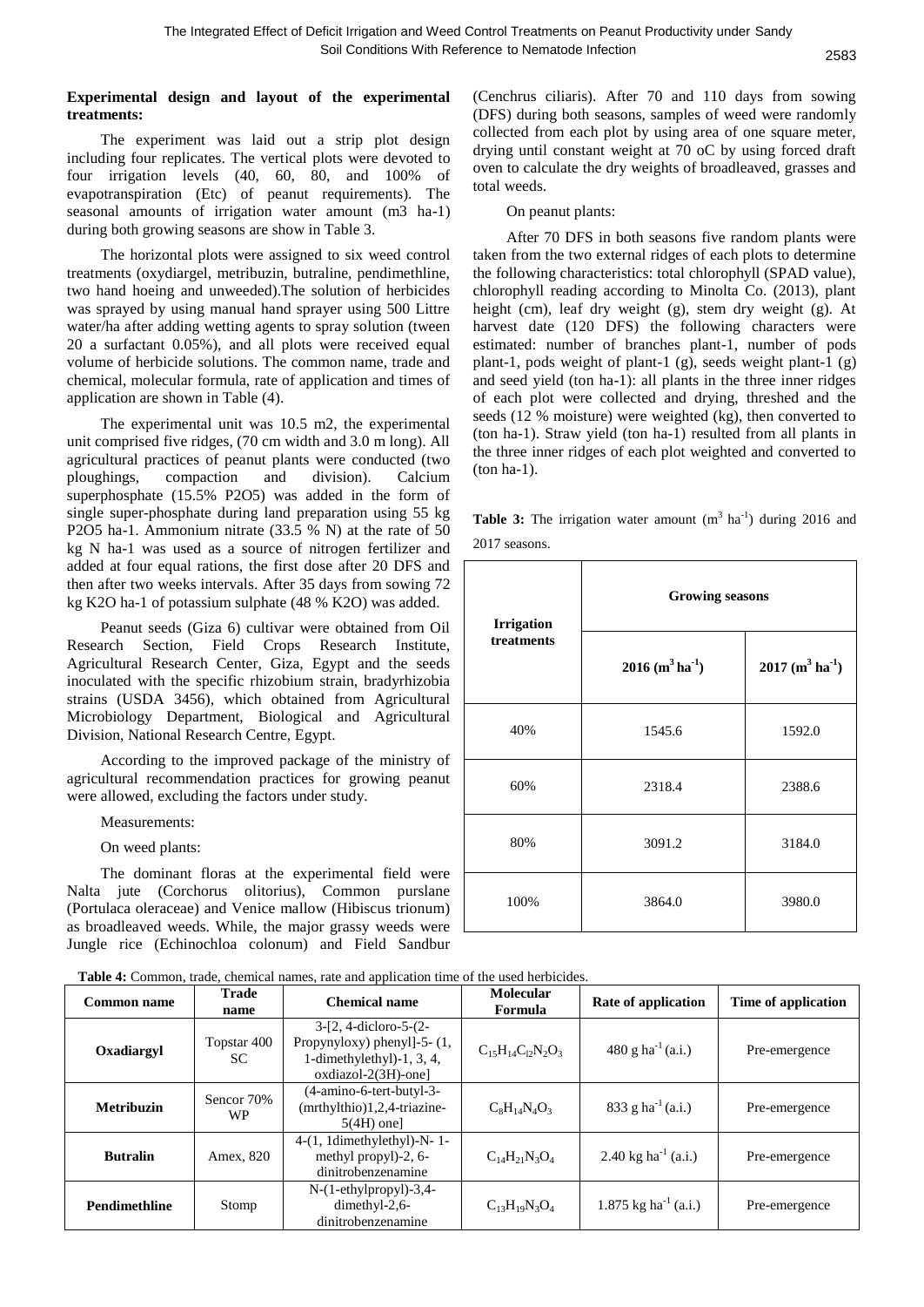**Experimental design and layout of the experimental treatments:**

The experiment was laid out a strip plot design including four replicates. The vertical plots were devoted to four irrigation levels (40, 60, 80, and 100% of evapotranspiration (Etc) of peanut requirements). The seasonal amounts of irrigation water amount (m3 ha-1) during both growing seasons are show in Table 3.

The horizontal plots were assigned to six weed control treatments (oxydiargel, metribuzin, butraline, pendimethline, two hand hoeing and unweeded).The solution of herbicides was sprayed by using manual hand sprayer using 500 Littre water/ha after adding wetting agents to spray solution (tween 20 a surfactant 0.05%), and all plots were received equal volume of herbicide solutions. The common name, trade and chemical, molecular formula, rate of application and times of application are shown in Table (4).

The experimental unit was 10.5 m2, the experimental unit comprised five ridges, (70 cm width and 3.0 m long). All agricultural practices of peanut plants were conducted (two ploughings, compaction and division). Calcium superphosphate (15.5% P2O5) was added in the form of single super-phosphate during land preparation using 55 kg P2O5 ha-1. Ammonium nitrate (33.5 % N) at the rate of 50 kg N ha-1 was used as a source of nitrogen fertilizer and added at four equal rations, the first dose after 20 DFS and then after two weeks intervals. After 35 days from sowing 72 kg K2O ha-1 of potassium sulphate (48 % K2O) was added.

Peanut seeds (Giza 6) cultivar were obtained from Oil Research Section, Field Crops Research Institute, Agricultural Research Center, Giza, Egypt and the seeds inoculated with the specific rhizobium strain, bradyrhizobia strains (USDA 3456), which obtained from Agricultural Microbiology Department, Biological and Agricultural Division, National Research Centre, Egypt.

According to the improved package of the ministry of agricultural recommendation practices for growing peanut were allowed, excluding the factors under study.

Measurements:

On weed plants:

The dominant floras at the experimental field were Nalta jute (Corchorus olitorius), Common purslane (Portulaca oleraceae) and Venice mallow (Hibiscus trionum) as broadleaved weeds. While, the major grassy weeds were Jungle rice (Echinochloa colonum) and Field Sandbur (Cenchrus ciliaris). After 70 and 110 days from sowing (DFS) during both seasons, samples of weed were randomly collected from each plot by using area of one square meter, drying until constant weight at 70 oC by using forced draft oven to calculate the dry weights of broadleaved, grasses and total weeds.

On peanut plants:

After 70 DFS in both seasons five random plants were taken from the two external ridges of each plots to determine the following characteristics: total chlorophyll (SPAD value), chlorophyll reading according to Minolta Co. (2013), plant height (cm), leaf dry weight (g), stem dry weight (g). At harvest date (120 DFS) the following characters were estimated: number of branches plant-1, number of pods plant-1, pods weight of plant-1 (g), seeds weight plant-1 (g) and seed yield (ton ha-1): all plants in the three inner ridges of each plot were collected and drying, threshed and the seeds (12 % moisture) were weighted (kg), then converted to (ton ha-1). Straw yield (ton ha-1) resulted from all plants in the three inner ridges of each plot weighted and converted to (ton ha-1).

**Table 3:** The irrigation water amount ($m^3$ $ha^{-1}$) during 2016 and 2017 seasons.

| Irrigation treatments | Growing seasons | |
|---|---|---|
| | **2016 ($m^3$ $ha^{-1}$)** | **2017 ($m^3$ $ha^{-1}$)** |
| 40% | 1545.6 | 1592.0 |
| 60% | 2318.4 | 2388.6 |
| 80% | 3091.2 | 3184.0 |
| 100% | 3864.0 | 3980.0 |

**Table 4:** Common, trade, chemical names, rate and application time of the used herbicides.

| Common name | Trade name | Chemical name | Molecular Formula | Rate of application | Time of application |
|---|---|---|---|---|---|
| **Oxadiargyl** | Topstar 400 SC | 3-[2, 4-dicloro-5-(2-Propynyloxy) phenyl]-5- (1, 1-dimethylethyl)-1, 3, 4, oxdiazol-2(3H)-one] | $C_{15}H_{14}C_{l2}N_2O_3$ | 480 g $ha^{-1}$ (a.i.) | Pre-emergence |
| **Metribuzin** | Sencor 70% WP | (4-amino-6-tert-butyl-3-(mrthylthio)1,2,4-triazine-5(4H) one] | $C_8H_{14}N_4O_3$ | 833 g $ha^{-1}$ (a.i.) | Pre-emergence |
| **Butralin** | Amex, 820 | 4-(1, 1dimethylethyl)-N- 1-methyl propyl)-2, 6-dinitrobenzenamine | $C_{14}H_{21}N_3O_4$ | 2.40 kg $ha^{-1}$ (a.i.) | Pre-emergence |
| **Pendimethline** | Stomp | N-(1-ethylpropyl)-3,4-dimethyl-2,6-dinitrobenzenamine | $C_{13}H_{19}N_3O_4$ | 1.875 kg $ha^{-1}$ (a.i.) | Pre-emergence |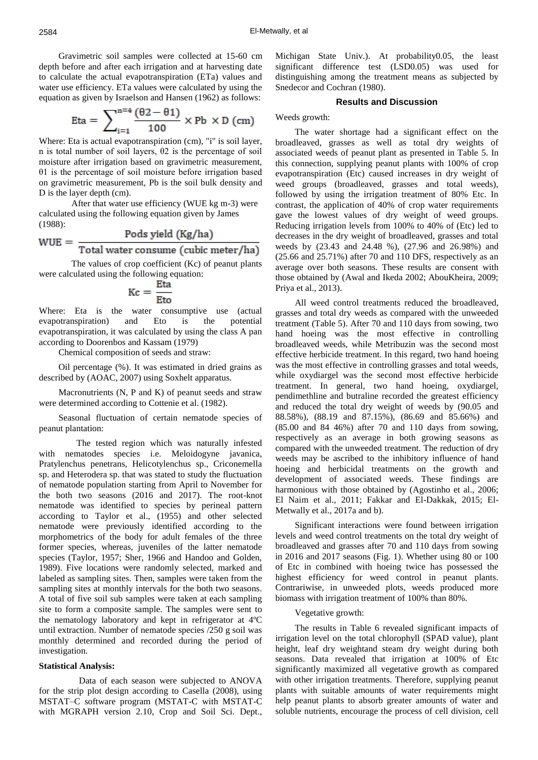Gravimetric soil samples were collected at 15-60 cm depth before and after each irrigation and at harvesting date to calculate the actual evapotranspiration (ETa) values and water use efficiency. ETa values were calculated by using the equation as given by Israelson and Hansen (1962) as follows:

$$\text{Eta} = \sum_{i=1}^{n=4} \frac{(\theta 2 - \theta 1)}{100} \times \text{Pb} \times \text{D (cm)}$$

Where: Eta is actual evapotranspiration (cm), "i" is soil layer, n is total number of soil layers, θ2 is the percentage of soil moisture after irrigation based on gravimetric measurement, θ1 is the percentage of soil moisture before irrigation based on gravimetric measurement, Pb is the soil bulk density and D is the layer depth (cm).

After that water use efficiency (WUE kg m-3) were calculated using the following equation given by James (1988):

$$\text{WUE} = \frac{\text{Pods yield (Kg/ha)}}{\text{Total water consume (cubic meter/ha)}}$$

The values of crop coefficient (Kc) of peanut plants were calculated using the following equation:

$$\text{Kc} = \frac{\text{Eta}}{\text{Eto}}$$

Where: Eta is the water consumptive use (actual evapotranspiration) and Eto is the potential evapotranspiration, it was calculated by using the class A pan according to Doorenbos and Kassam (1979)

Chemical composition of seeds and straw:

Oil percentage (%). It was estimated in dried grains as described by (AOAC, 2007) using Soxhelt apparatus.

Macronutrients (N, P and K) of peanut seeds and straw were determined according to Cottenie et al. (1982).

Seasonal fluctuation of certain nematode species of peanut plantation:

The tested region which was naturally infested with nematodes species i.e. Meloidogyne javanica, Pratylenchus penetrans, Helicotylenchus sp., Criconemella sp. and Heterodera sp. that was stated to study the fluctuation of nematode population starting from April to November for the both two seasons (2016 and 2017). The root-knot nematode was identified to species by perineal pattern according to Taylor et al., (1955) and other selected nematode were previously identified according to the morphometrics of the body for adult females of the three former species, whereas, juveniles of the latter nematode species (Taylor, 1957; Sher, 1966 and Handoo and Golden, 1989). Five locations were randomly selected, marked and labeled as sampling sites. Then, samples were taken from the sampling sites at monthly intervals for the both two seasons. A total of five soil sub samples were taken at each sampling site to form a composite sample. The samples were sent to the nematology laboratory and kept in refrigerator at 4ºC until extraction. Number of nematode species /250 g soil was monthly determined and recorded during the period of investigation.

**Statistical Analysis:**

Data of each season were subjected to ANOVA for the strip plot design according to Casella (2008), using MSTAT–C software program (MSTAT-C with MSTAT-C with MGRAPH version 2.10, Crop and Soil Sci. Dept., Michigan State Univ.). At probability0.05, the least significant difference test (LSD0.05) was used for distinguishing among the treatment means as subjected by Snedecor and Cochran (1980).

## Results and Discussion

Weeds growth:

The water shortage had a significant effect on the broadleaved, grasses as well as total dry weights of associated weeds of peanut plant as presented in Table 5. In this connection, supplying peanut plants with 100% of crop evapotranspiration (Etc) caused increases in dry weight of weed groups (broadleaved, grasses and total weeds), followed by using the irrigation treatment of 80% Etc. In contrast, the application of 40% of crop water requirements gave the lowest values of dry weight of weed groups. Reducing irrigation levels from 100% to 40% of (Etc) led to decreases in the dry weight of broadleaved, grasses and total weeds by (23.43 and 24.48 %), (27.96 and 26.98%) and (25.66 and 25.71%) after 70 and 110 DFS, respectively as an average over both seasons. These results are consent with those obtained by (Awal and Ikeda 2002; AbouKheira, 2009; Priya et al., 2013).

All weed control treatments reduced the broadleaved, grasses and total dry weeds as compared with the unweeded treatment (Table 5). After 70 and 110 days from sowing, two hand hoeing was the most effective in controlling broadleaved weeds, while Metribuzin was the second most effective herbicide treatment. In this regard, two hand hoeing was the most effective in controlling grasses and total weeds, while oxydiargel was the second most effective herbicide treatment. In general, two hand hoeing, oxydiargel, pendimethline and butraline recorded the greatest efficiency and reduced the total dry weight of weeds by (90.05 and 88.58%), (88.19 and 87.15%), (86.69 and 85.66%) and (85.00 and 84 46%) after 70 and 110 days from sowing, respectively as an average in both growing seasons as compared with the unweeded treatment. The reduction of dry weeds may be ascribed to the inhibitory influence of hand hoeing and herbicidal treatments on the growth and development of associated weeds. These findings are harmonious with those obtained by (Agostinho et al., 2006; El Naim et al., 2011; Fakkar and El-Dakkak, 2015; El-Metwally et al., 2017a and b).

Significant interactions were found between irrigation levels and weed control treatments on the total dry weight of broadleaved and grasses after 70 and 110 days from sowing in 2016 and 2017 seasons (Fig. 1). Whether using 80 or 100 of Etc in combined with hoeing twice has possessed the highest efficiency for weed control in peanut plants. Contrariwise, in unweeded plots, weeds produced more biomass with irrigation treatment of 100% than 80%.

Vegetative growth:

The results in Table 6 revealed significant impacts of irrigation level on the total chlorophyll (SPAD value), plant height, leaf dry weightand steam dry weight during both seasons. Data revealed that irrigation at 100% of Etc significantly maximized all vegetative growth as compared with other irrigation treatments. Therefore, supplying peanut plants with suitable amounts of water requirements might help peanut plants to absorb greater amounts of water and soluble nutrients, encourage the process of cell division, cell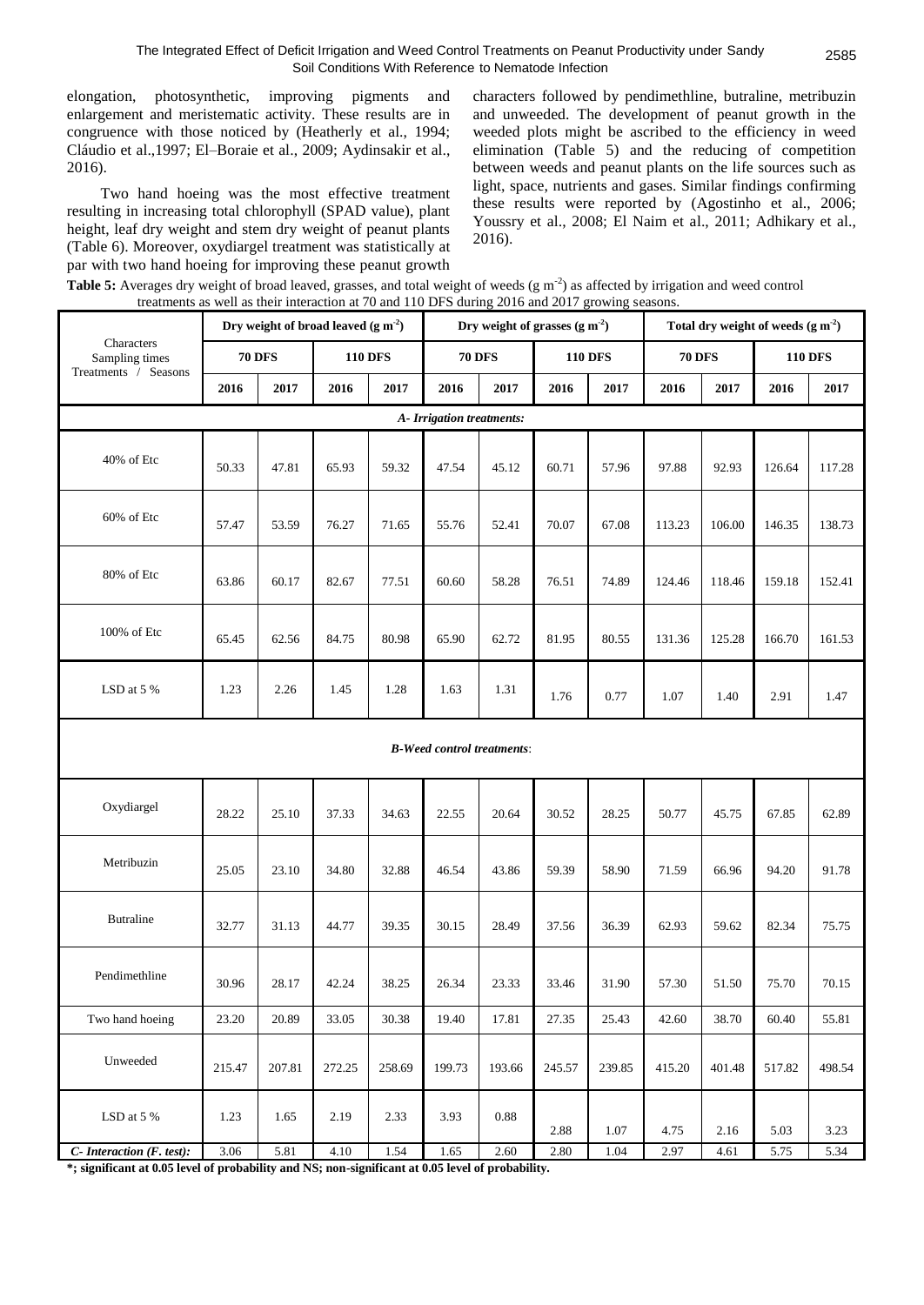elongation, photosynthetic, improving pigments and enlargement and meristematic activity. These results are in congruence with those noticed by (Heatherly et al., 1994; Cláudio et al.,1997; El–Boraie et al., 2009; Aydinsakir et al., 2016).

Two hand hoeing was the most effective treatment resulting in increasing total chlorophyll (SPAD value), plant height, leaf dry weight and stem dry weight of peanut plants (Table 6). Moreover, oxydiargel treatment was statistically at par with two hand hoeing for improving these peanut growth characters followed by pendimethline, butraline, metribuzin and unweeded. The development of peanut growth in the weeded plots might be ascribed to the efficiency in weed elimination (Table 5) and the reducing of competition between weeds and peanut plants on the life sources such as light, space, nutrients and gases. Similar findings confirming these results were reported by (Agostinho et al., 2006; Youssry et al., 2008; El Naim et al., 2011; Adhikary et al., 2016).

**Table 5:** Averages dry weight of broad leaved, grasses, and total weight of weeds (g $m^{-2}$) as affected by irrigation and weed control treatments as well as their interaction at 70 and 110 DFS during 2016 and 2017 growing seasons.

| Characters / Sampling times / Treatments / Seasons | Dry weight of broad leaved (g $m^{-2}$) | | | | Dry weight of grasses (g $m^{-2}$) | | | | Total dry weight of weeds (g $m^{-2}$) | | | |
|---|---|---|---|---|---|---|---|---|---|---|---|---|
| | **70 DFS** | | **110 DFS** | | **70 DFS** | | **110 DFS** | | **70 DFS** | | **110 DFS** | |
| | **2016** | **2017** | **2016** | **2017** | **2016** | **2017** | **2016** | **2017** | **2016** | **2017** | **2016** | **2017** |
| ***A- Irrigation treatments:*** | | | | | | | | | | | | |
| 40% of Etc | 50.33 | 47.81 | 65.93 | 59.32 | 47.54 | 45.12 | 60.71 | 57.96 | 97.88 | 92.93 | 126.64 | 117.28 |
| 60% of Etc | 57.47 | 53.59 | 76.27 | 71.65 | 55.76 | 52.41 | 70.07 | 67.08 | 113.23 | 106.00 | 146.35 | 138.73 |
| 80% of Etc | 63.86 | 60.17 | 82.67 | 77.51 | 60.60 | 58.28 | 76.51 | 74.89 | 124.46 | 118.46 | 159.18 | 152.41 |
| 100% of Etc | 65.45 | 62.56 | 84.75 | 80.98 | 65.90 | 62.72 | 81.95 | 80.55 | 131.36 | 125.28 | 166.70 | 161.53 |
| LSD at 5 % | 1.23 | 2.26 | 1.45 | 1.28 | 1.63 | 1.31 | 1.76 | 0.77 | 1.07 | 1.40 | 2.91 | 1.47 |
| ***B-Weed control treatments*:** | | | | | | | | | | | | |
| Oxydiargel | 28.22 | 25.10 | 37.33 | 34.63 | 22.55 | 20.64 | 30.52 | 28.25 | 50.77 | 45.75 | 67.85 | 62.89 |
| Metribuzin | 25.05 | 23.10 | 34.80 | 32.88 | 46.54 | 43.86 | 59.39 | 58.90 | 71.59 | 66.96 | 94.20 | 91.78 |
| Butraline | 32.77 | 31.13 | 44.77 | 39.35 | 30.15 | 28.49 | 37.56 | 36.39 | 62.93 | 59.62 | 82.34 | 75.75 |
| Pendimethline | 30.96 | 28.17 | 42.24 | 38.25 | 26.34 | 23.33 | 33.46 | 31.90 | 57.30 | 51.50 | 75.70 | 70.15 |
| Two hand hoeing | 23.20 | 20.89 | 33.05 | 30.38 | 19.40 | 17.81 | 27.35 | 25.43 | 42.60 | 38.70 | 60.40 | 55.81 |
| Unweeded | 215.47 | 207.81 | 272.25 | 258.69 | 199.73 | 193.66 | 245.57 | 239.85 | 415.20 | 401.48 | 517.82 | 498.54 |
| LSD at 5 % | 1.23 | 1.65 | 2.19 | 2.33 | 3.93 | 0.88 | 2.88 | 1.07 | 4.75 | 2.16 | 5.03 | 3.23 |
| ***C- Interaction (F. test):*** | 3.06 | 5.81 | 4.10 | 1.54 | 1.65 | 2.60 | 2.80 | 1.04 | 2.97 | 4.61 | 5.75 | 5.34 |

**\*; significant at 0.05 level of probability and NS; non-significant at 0.05 level of probability.**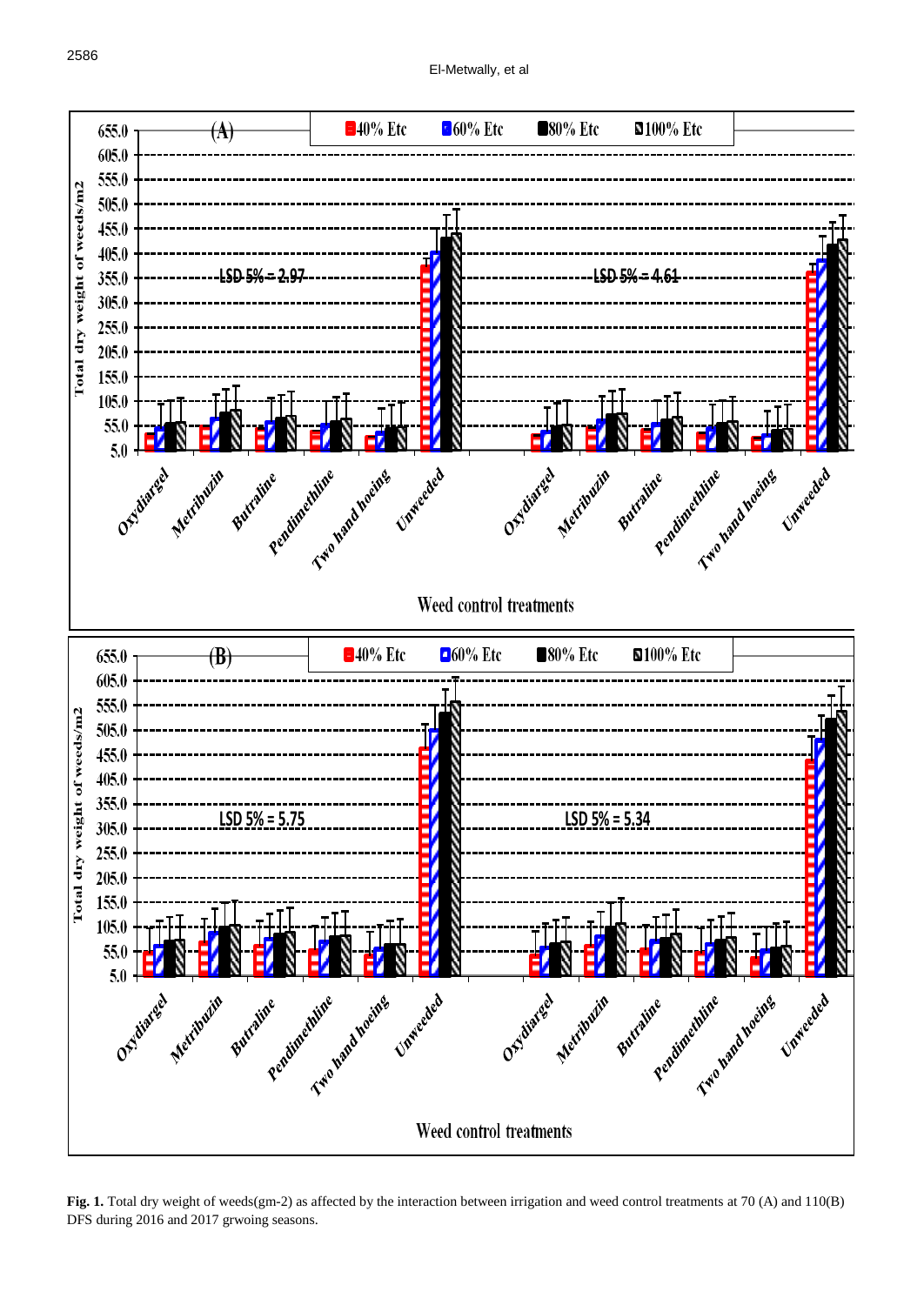**Fig. 1.** Total dry weight of weeds(gm-2) as affected by the interaction between irrigation and weed control treatments at 70 (A) and 110(B) DFS during 2016 and 2017 grwoing seasons.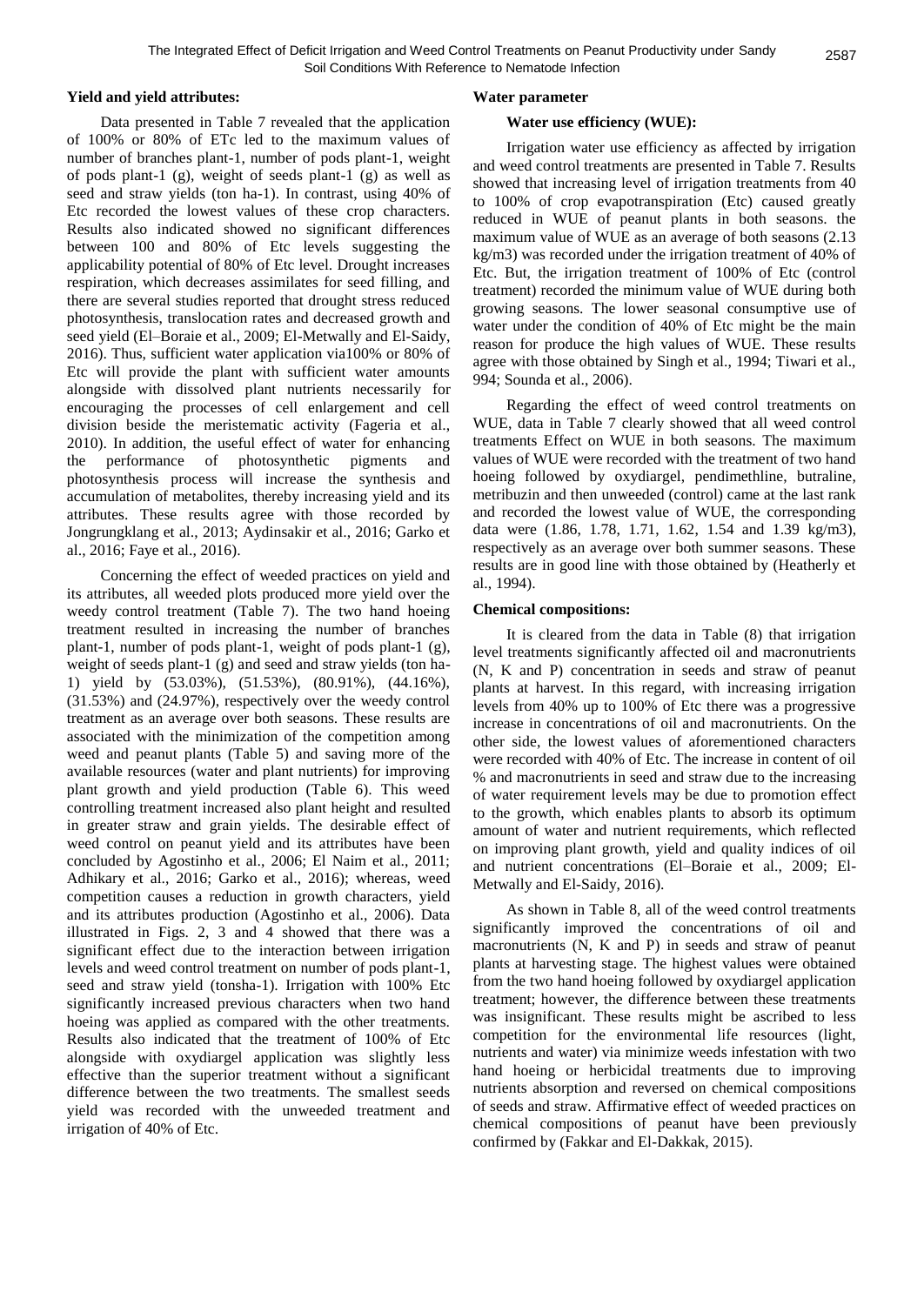### Yield and yield attributes:

Data presented in Table 7 revealed that the application of 100% or 80% of ETc led to the maximum values of number of branches plant-1, number of pods plant-1, weight of pods plant-1 (g), weight of seeds plant-1 (g) as well as seed and straw yields (ton ha-1). In contrast, using 40% of Etc recorded the lowest values of these crop characters. Results also indicated showed no significant differences between 100 and 80% of Etc levels suggesting the applicability potential of 80% of Etc level. Drought increases respiration, which decreases assimilates for seed filling, and there are several studies reported that drought stress reduced photosynthesis, translocation rates and decreased growth and seed yield (El–Boraie et al., 2009; El-Metwally and El-Saidy, 2016). Thus, sufficient water application via100% or 80% of Etc will provide the plant with sufficient water amounts alongside with dissolved plant nutrients necessarily for encouraging the processes of cell enlargement and cell division beside the meristematic activity (Fageria et al., 2010). In addition, the useful effect of water for enhancing the performance of photosynthetic pigments and photosynthesis process will increase the synthesis and accumulation of metabolites, thereby increasing yield and its attributes. These results agree with those recorded by Jongrungklang et al., 2013; Aydinsakir et al., 2016; Garko et al., 2016; Faye et al., 2016).

Concerning the effect of weeded practices on yield and its attributes, all weeded plots produced more yield over the weedy control treatment (Table 7). The two hand hoeing treatment resulted in increasing the number of branches plant-1, number of pods plant-1, weight of pods plant-1 (g), weight of seeds plant-1 (g) and seed and straw yields (ton ha-1) yield by (53.03%), (51.53%), (80.91%), (44.16%), (31.53%) and (24.97%), respectively over the weedy control treatment as an average over both seasons. These results are associated with the minimization of the competition among weed and peanut plants (Table 5) and saving more of the available resources (water and plant nutrients) for improving plant growth and yield production (Table 6). This weed controlling treatment increased also plant height and resulted in greater straw and grain yields. The desirable effect of weed control on peanut yield and its attributes have been concluded by Agostinho et al., 2006; El Naim et al., 2011; Adhikary et al., 2016; Garko et al., 2016); whereas, weed competition causes a reduction in growth characters, yield and its attributes production (Agostinho et al., 2006). Data illustrated in Figs. 2, 3 and 4 showed that there was a significant effect due to the interaction between irrigation levels and weed control treatment on number of pods plant-1, seed and straw yield (tonsha-1). Irrigation with 100% Etc significantly increased previous characters when two hand hoeing was applied as compared with the other treatments. Results also indicated that the treatment of 100% of Etc alongside with oxydiargel application was slightly less effective than the superior treatment without a significant difference between the two treatments. The smallest seeds yield was recorded with the unweeded treatment and irrigation of 40% of Etc.

### Water parameter

#### Water use efficiency (WUE):

Irrigation water use efficiency as affected by irrigation and weed control treatments are presented in Table 7. Results showed that increasing level of irrigation treatments from 40 to 100% of crop evapotranspiration (Etc) caused greatly reduced in WUE of peanut plants in both seasons. the maximum value of WUE as an average of both seasons (2.13 kg/m3) was recorded under the irrigation treatment of 40% of Etc. But, the irrigation treatment of 100% of Etc (control treatment) recorded the minimum value of WUE during both growing seasons. The lower seasonal consumptive use of water under the condition of 40% of Etc might be the main reason for produce the high values of WUE. These results agree with those obtained by Singh et al., 1994; Tiwari et al., 994; Sounda et al., 2006).

Regarding the effect of weed control treatments on WUE, data in Table 7 clearly showed that all weed control treatments Effect on WUE in both seasons. The maximum values of WUE were recorded with the treatment of two hand hoeing followed by oxydiargel, pendimethline, butraline, metribuzin and then unweeded (control) came at the last rank and recorded the lowest value of WUE, the corresponding data were (1.86, 1.78, 1.71, 1.62, 1.54 and 1.39 kg/m3), respectively as an average over both summer seasons. These results are in good line with those obtained by (Heatherly et al., 1994).

### Chemical compositions:

It is cleared from the data in Table (8) that irrigation level treatments significantly affected oil and macronutrients (N, K and P) concentration in seeds and straw of peanut plants at harvest. In this regard, with increasing irrigation levels from 40% up to 100% of Etc there was a progressive increase in concentrations of oil and macronutrients. On the other side, the lowest values of aforementioned characters were recorded with 40% of Etc. The increase in content of oil % and macronutrients in seed and straw due to the increasing of water requirement levels may be due to promotion effect to the growth, which enables plants to absorb its optimum amount of water and nutrient requirements, which reflected on improving plant growth, yield and quality indices of oil and nutrient concentrations (El–Boraie et al., 2009; El-Metwally and El-Saidy, 2016).

As shown in Table 8, all of the weed control treatments significantly improved the concentrations of oil and macronutrients (N, K and P) in seeds and straw of peanut plants at harvesting stage. The highest values were obtained from the two hand hoeing followed by oxydiargel application treatment; however, the difference between these treatments was insignificant. These results might be ascribed to less competition for the environmental life resources (light, nutrients and water) via minimize weeds infestation with two hand hoeing or herbicidal treatments due to improving nutrients absorption and reversed on chemical compositions of seeds and straw. Affirmative effect of weeded practices on chemical compositions of peanut have been previously confirmed by (Fakkar and El-Dakkak, 2015).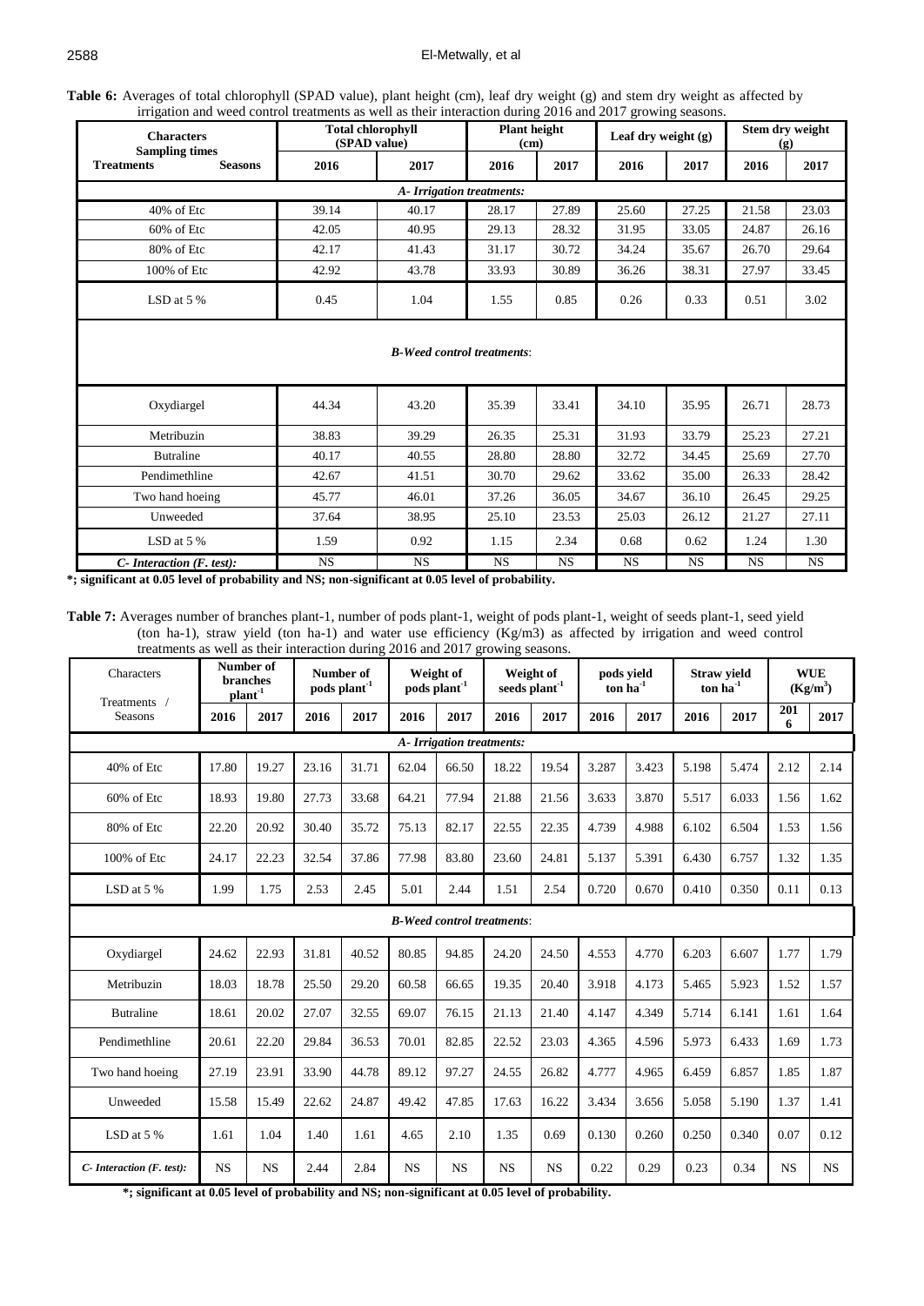**Table 6:** Averages of total chlorophyll (SPAD value), plant height (cm), leaf dry weight (g) and stem dry weight as affected by irrigation and weed control treatments as well as their interaction during 2016 and 2017 growing seasons.

| Characters / Sampling times | Total chlorophyll (SPAD value) | | Plant height (cm) | | Leaf dry weight (g) | | Stem dry weight (g) | |
|---|---|---|---|---|---|---|---|---|
| **Treatments / Seasons** | **2016** | **2017** | **2016** | **2017** | **2016** | **2017** | **2016** | **2017** |
| ***A- Irrigation treatments:*** | | | | | | | | |
| 40% of Etc | 39.14 | 40.17 | 28.17 | 27.89 | 25.60 | 27.25 | 21.58 | 23.03 |
| 60% of Etc | 42.05 | 40.95 | 29.13 | 28.32 | 31.95 | 33.05 | 24.87 | 26.16 |
| 80% of Etc | 42.17 | 41.43 | 31.17 | 30.72 | 34.24 | 35.67 | 26.70 | 29.64 |
| 100% of Etc | 42.92 | 43.78 | 33.93 | 30.89 | 36.26 | 38.31 | 27.97 | 33.45 |
| LSD at 5 % | 0.45 | 1.04 | 1.55 | 0.85 | 0.26 | 0.33 | 0.51 | 3.02 |
| ***B-Weed control treatments*:** | | | | | | | | |
| Oxydiargel | 44.34 | 43.20 | 35.39 | 33.41 | 34.10 | 35.95 | 26.71 | 28.73 |
| Metribuzin | 38.83 | 39.29 | 26.35 | 25.31 | 31.93 | 33.79 | 25.23 | 27.21 |
| Butraline | 40.17 | 40.55 | 28.80 | 28.80 | 32.72 | 34.45 | 25.69 | 27.70 |
| Pendimethline | 42.67 | 41.51 | 30.70 | 29.62 | 33.62 | 35.00 | 26.33 | 28.42 |
| Two hand hoeing | 45.77 | 46.01 | 37.26 | 36.05 | 34.67 | 36.10 | 26.45 | 29.25 |
| Unweeded | 37.64 | 38.95 | 25.10 | 23.53 | 25.03 | 26.12 | 21.27 | 27.11 |
| LSD at 5 % | 1.59 | 0.92 | 1.15 | 2.34 | 0.68 | 0.62 | 1.24 | 1.30 |
| ***C- Interaction (F. test):*** | NS | NS | NS | NS | NS | NS | NS | NS |

**\*; significant at 0.05 level of probability and NS; non-significant at 0.05 level of probability.**

**Table 7:** Averages number of branches plant-1, number of pods plant-1, weight of pods plant-1, weight of seeds plant-1, seed yield (ton ha-1), straw yield (ton ha-1) and water use efficiency (Kg/m3) as affected by irrigation and weed control treatments as well as their interaction during 2016 and 2017 growing seasons.

| Characters / Treatments / Seasons | Number of branches plant$^{-1}$ | | Number of pods plant$^{-1}$ | | Weight of pods plant$^{-1}$ | | Weight of seeds plant$^{-1}$ | | pods yield ton ha$^{-1}$ | | Straw yield ton ha$^{-1}$ | | WUE (Kg/m$^3$) | |
|---|---|---|---|---|---|---|---|---|---|---|---|---|---|---|
| | **2016** | **2017** | **2016** | **2017** | **2016** | **2017** | **2016** | **2017** | **2016** | **2017** | **2016** | **2017** | **2016** | **2017** |
| ***A- Irrigation treatments:*** | | | | | | | | | | | | | | |
| 40% of Etc | 17.80 | 19.27 | 23.16 | 31.71 | 62.04 | 66.50 | 18.22 | 19.54 | 3.287 | 3.423 | 5.198 | 5.474 | 2.12 | 2.14 |
| 60% of Etc | 18.93 | 19.80 | 27.73 | 33.68 | 64.21 | 77.94 | 21.88 | 21.56 | 3.633 | 3.870 | 5.517 | 6.033 | 1.56 | 1.62 |
| 80% of Etc | 22.20 | 20.92 | 30.40 | 35.72 | 75.13 | 82.17 | 22.55 | 22.35 | 4.739 | 4.988 | 6.102 | 6.504 | 1.53 | 1.56 |
| 100% of Etc | 24.17 | 22.23 | 32.54 | 37.86 | 77.98 | 83.80 | 23.60 | 24.81 | 5.137 | 5.391 | 6.430 | 6.757 | 1.32 | 1.35 |
| LSD at 5 % | 1.99 | 1.75 | 2.53 | 2.45 | 5.01 | 2.44 | 1.51 | 2.54 | 0.720 | 0.670 | 0.410 | 0.350 | 0.11 | 0.13 |
| ***B-Weed control treatments*:** | | | | | | | | | | | | | | |
| Oxydiargel | 24.62 | 22.93 | 31.81 | 40.52 | 80.85 | 94.85 | 24.20 | 24.50 | 4.553 | 4.770 | 6.203 | 6.607 | 1.77 | 1.79 |
| Metribuzin | 18.03 | 18.78 | 25.50 | 29.20 | 60.58 | 66.65 | 19.35 | 20.40 | 3.918 | 4.173 | 5.465 | 5.923 | 1.52 | 1.57 |
| Butraline | 18.61 | 20.02 | 27.07 | 32.55 | 69.07 | 76.15 | 21.13 | 21.40 | 4.147 | 4.349 | 5.714 | 6.141 | 1.61 | 1.64 |
| Pendimethline | 20.61 | 22.20 | 29.84 | 36.53 | 70.01 | 82.85 | 22.52 | 23.03 | 4.365 | 4.596 | 5.973 | 6.433 | 1.69 | 1.73 |
| Two hand hoeing | 27.19 | 23.91 | 33.90 | 44.78 | 89.12 | 97.27 | 24.55 | 26.82 | 4.777 | 4.965 | 6.459 | 6.857 | 1.85 | 1.87 |
| Unweeded | 15.58 | 15.49 | 22.62 | 24.87 | 49.42 | 47.85 | 17.63 | 16.22 | 3.434 | 3.656 | 5.058 | 5.190 | 1.37 | 1.41 |
| LSD at 5 % | 1.61 | 1.04 | 1.40 | 1.61 | 4.65 | 2.10 | 1.35 | 0.69 | 0.130 | 0.260 | 0.250 | 0.340 | 0.07 | 0.12 |
| *C- Interaction (F. test):* | NS | NS | 2.44 | 2.84 | NS | NS | NS | NS | 0.22 | 0.29 | 0.23 | 0.34 | NS | NS |

**\*; significant at 0.05 level of probability and NS; non-significant at 0.05 level of probability.**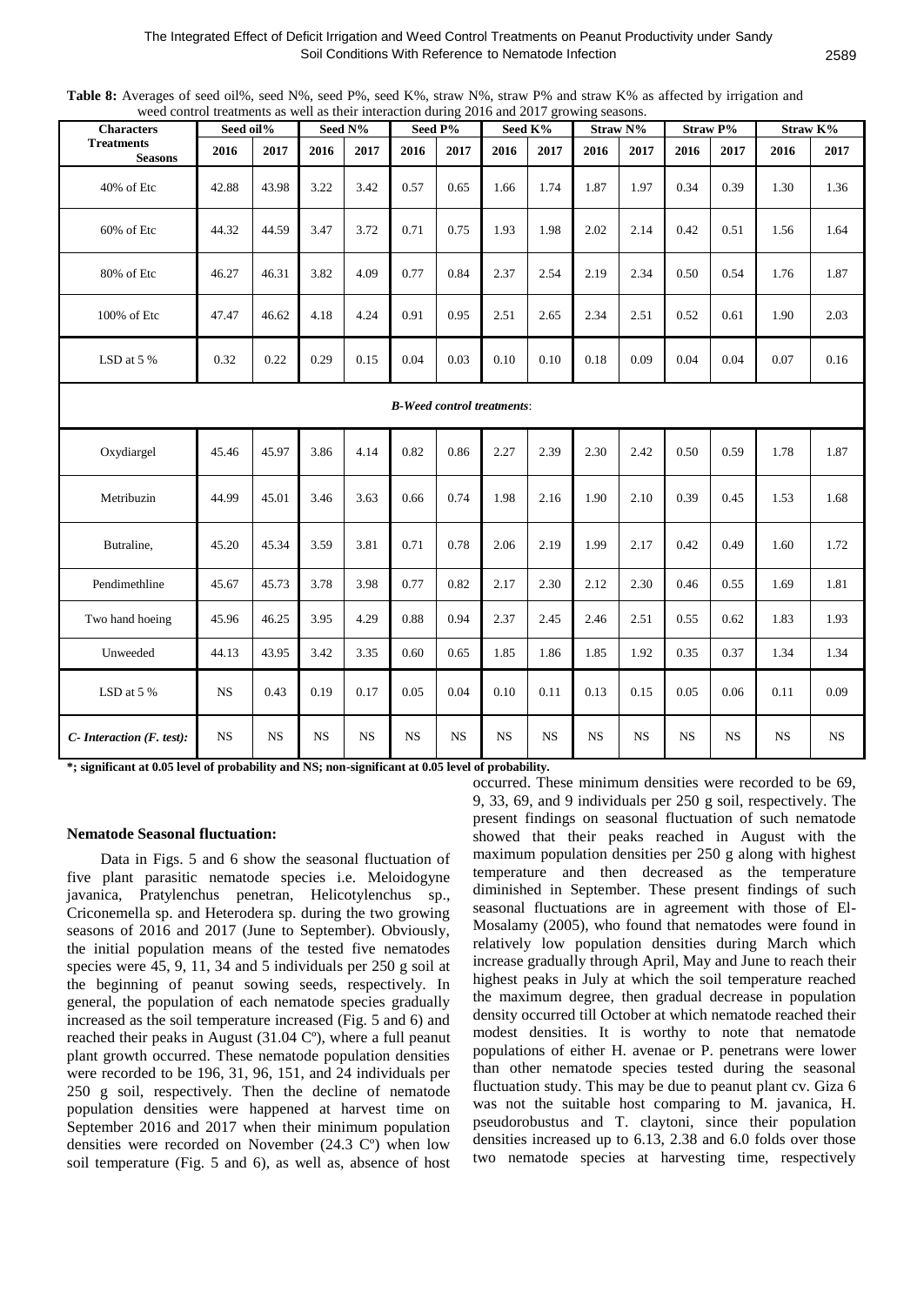**Table 8:** Averages of seed oil%, seed N%, seed P%, seed K%, straw N%, straw P% and straw K% as affected by irrigation and weed control treatments as well as their interaction during 2016 and 2017 growing seasons.

| Characters / Treatments / Seasons | Seed oil% | | Seed N% | | Seed P% | | Seed K% | | Straw N% | | Straw P% | | Straw K% | |
|---|---|---|---|---|---|---|---|---|---|---|---|---|---|---|
| | 2016 | 2017 | 2016 | 2017 | 2016 | 2017 | 2016 | 2017 | 2016 | 2017 | 2016 | 2017 | 2016 | 2017 |
| 40% of Etc | 42.88 | 43.98 | 3.22 | 3.42 | 0.57 | 0.65 | 1.66 | 1.74 | 1.87 | 1.97 | 0.34 | 0.39 | 1.30 | 1.36 |
| 60% of Etc | 44.32 | 44.59 | 3.47 | 3.72 | 0.71 | 0.75 | 1.93 | 1.98 | 2.02 | 2.14 | 0.42 | 0.51 | 1.56 | 1.64 |
| 80% of Etc | 46.27 | 46.31 | 3.82 | 4.09 | 0.77 | 0.84 | 2.37 | 2.54 | 2.19 | 2.34 | 0.50 | 0.54 | 1.76 | 1.87 |
| 100% of Etc | 47.47 | 46.62 | 4.18 | 4.24 | 0.91 | 0.95 | 2.51 | 2.65 | 2.34 | 2.51 | 0.52 | 0.61 | 1.90 | 2.03 |
| LSD at 5 % | 0.32 | 0.22 | 0.29 | 0.15 | 0.04 | 0.03 | 0.10 | 0.10 | 0.18 | 0.09 | 0.04 | 0.04 | 0.07 | 0.16 |
| *B-Weed control treatments*: | | | | | | | | | | | | | | |
| Oxydiargel | 45.46 | 45.97 | 3.86 | 4.14 | 0.82 | 0.86 | 2.27 | 2.39 | 2.30 | 2.42 | 0.50 | 0.59 | 1.78 | 1.87 |
| Metribuzin | 44.99 | 45.01 | 3.46 | 3.63 | 0.66 | 0.74 | 1.98 | 2.16 | 1.90 | 2.10 | 0.39 | 0.45 | 1.53 | 1.68 |
| Butraline, | 45.20 | 45.34 | 3.59 | 3.81 | 0.71 | 0.78 | 2.06 | 2.19 | 1.99 | 2.17 | 0.42 | 0.49 | 1.60 | 1.72 |
| Pendimethline | 45.67 | 45.73 | 3.78 | 3.98 | 0.77 | 0.82 | 2.17 | 2.30 | 2.12 | 2.30 | 0.46 | 0.55 | 1.69 | 1.81 |
| Two hand hoeing | 45.96 | 46.25 | 3.95 | 4.29 | 0.88 | 0.94 | 2.37 | 2.45 | 2.46 | 2.51 | 0.55 | 0.62 | 1.83 | 1.93 |
| Unweeded | 44.13 | 43.95 | 3.42 | 3.35 | 0.60 | 0.65 | 1.85 | 1.86 | 1.85 | 1.92 | 0.35 | 0.37 | 1.34 | 1.34 |
| LSD at 5 % | NS | 0.43 | 0.19 | 0.17 | 0.05 | 0.04 | 0.10 | 0.11 | 0.13 | 0.15 | 0.05 | 0.06 | 0.11 | 0.09 |
| *C- Interaction (F. test):* | NS | NS | NS | NS | NS | NS | NS | NS | NS | NS | NS | NS | NS | NS |

**\*; significant at 0.05 level of probability and NS; non-significant at 0.05 level of probability.**

**Nematode Seasonal fluctuation:**

Data in Figs. 5 and 6 show the seasonal fluctuation of five plant parasitic nematode species i.e. Meloidogyne javanica, Pratylenchus penetran, Helicotylenchus sp., Criconemella sp. and Heterodera sp. during the two growing seasons of 2016 and 2017 (June to September). Obviously, the initial population means of the tested five nematodes species were 45, 9, 11, 34 and 5 individuals per 250 g soil at the beginning of peanut sowing seeds, respectively. In general, the population of each nematode species gradually increased as the soil temperature increased (Fig. 5 and 6) and reached their peaks in August (31.04 Cº), where a full peanut plant growth occurred. These nematode population densities were recorded to be 196, 31, 96, 151, and 24 individuals per 250 g soil, respectively. Then the decline of nematode population densities were happened at harvest time on September 2016 and 2017 when their minimum population densities were recorded on November (24.3 Cº) when low soil temperature (Fig. 5 and 6), as well as, absence of host occurred. These minimum densities were recorded to be 69, 9, 33, 69, and 9 individuals per 250 g soil, respectively. The present findings on seasonal fluctuation of such nematode showed that their peaks reached in August with the maximum population densities per 250 g along with highest temperature and then decreased as the temperature diminished in September. These present findings of such seasonal fluctuations are in agreement with those of El-Mosalamy (2005), who found that nematodes were found in relatively low population densities during March which increase gradually through April, May and June to reach their highest peaks in July at which the soil temperature reached the maximum degree, then gradual decrease in population density occurred till October at which nematode reached their modest densities. It is worthy to note that nematode populations of either H. avenae or P. penetrans were lower than other nematode species tested during the seasonal fluctuation study. This may be due to peanut plant cv. Giza 6 was not the suitable host comparing to M. javanica, H. pseudorobustus and T. claytoni, since their population densities increased up to 6.13, 2.38 and 6.0 folds over those two nematode species at harvesting time, respectively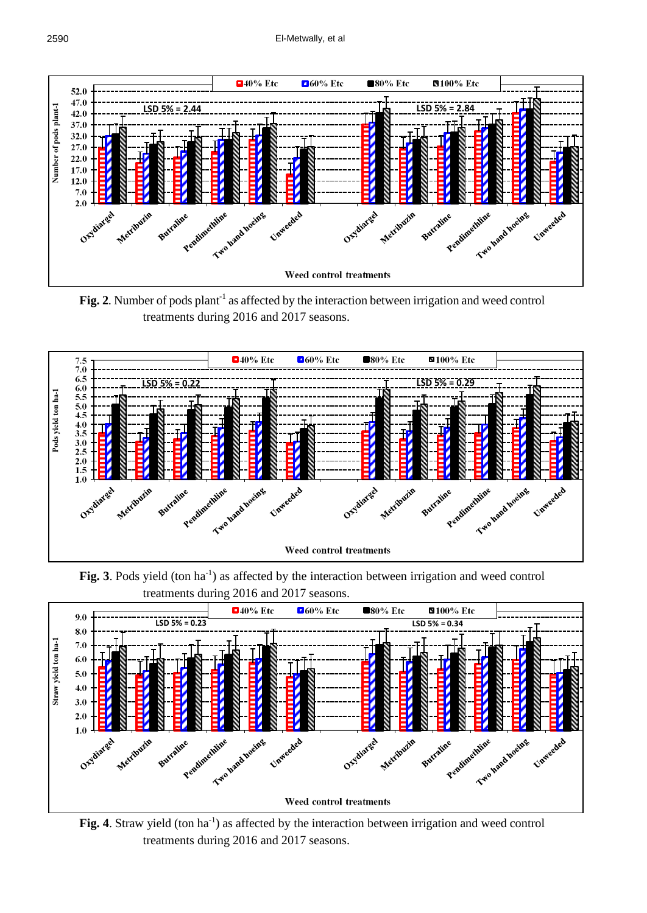**Fig. 2**. Number of pods plant$^{-1}$ as affected by the interaction between irrigation and weed control treatments during 2016 and 2017 seasons.

**Fig. 3**. Pods yield (ton ha$^{-1}$) as affected by the interaction between irrigation and weed control treatments during 2016 and 2017 seasons.

**Fig. 4**. Straw yield (ton ha$^{-1}$) as affected by the interaction between irrigation and weed control treatments during 2016 and 2017 seasons.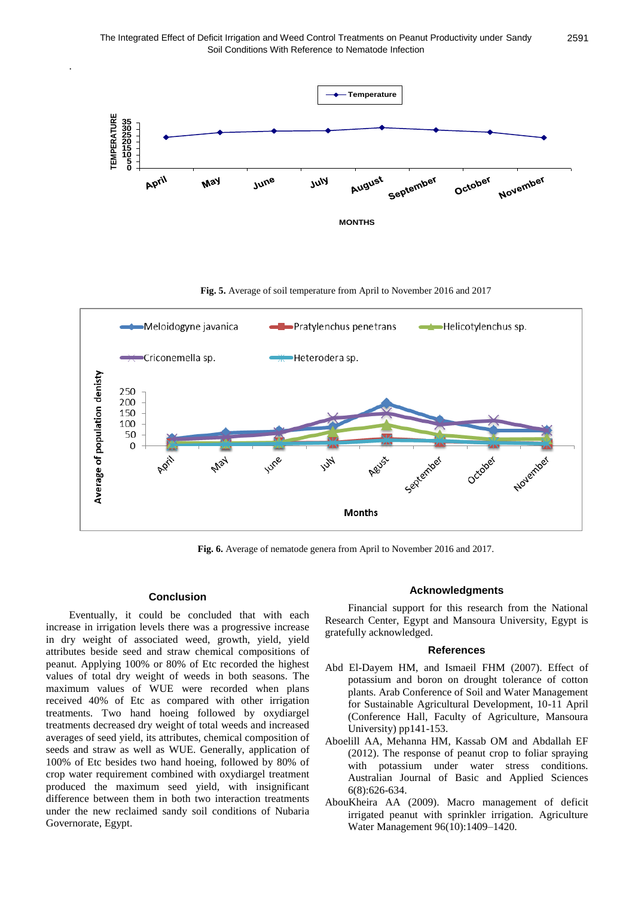**Fig. 5.** Average of soil temperature from April to November 2016 and 2017

**Fig. 6.** Average of nematode genera from April to November 2016 and 2017.

## Conclusion

Eventually, it could be concluded that with each increase in irrigation levels there was a progressive increase in dry weight of associated weed, growth, yield, yield attributes beside seed and straw chemical compositions of peanut. Applying 100% or 80% of Etc recorded the highest values of total dry weight of weeds in both seasons. The maximum values of WUE were recorded when plans received 40% of Etc as compared with other irrigation treatments. Two hand hoeing followed by oxydiargel treatments decreased dry weight of total weeds and increased averages of seed yield, its attributes, chemical composition of seeds and straw as well as WUE. Generally, application of 100% of Etc besides two hand hoeing, followed by 80% of crop water requirement combined with oxydiargel treatment produced the maximum seed yield, with insignificant difference between them in both two interaction treatments under the new reclaimed sandy soil conditions of Nubaria Governorate, Egypt.

## Acknowledgments

Financial support for this research from the National Research Center, Egypt and Mansoura University, Egypt is gratefully acknowledged.

## References

Abd El-Dayem HM, and Ismaeil FHM (2007). Effect of potassium and boron on drought tolerance of cotton plants. Arab Conference of Soil and Water Management for Sustainable Agricultural Development, 10-11 April (Conference Hall, Faculty of Agriculture, Mansoura University) pp141-153.

Aboelill AA, Mehanna HM, Kassab OM and Abdallah EF (2012). The response of peanut crop to foliar spraying with potassium under water stress conditions. Australian Journal of Basic and Applied Sciences 6(8):626-634.

AbouKheira AA (2009). Macro management of deficit irrigated peanut with sprinkler irrigation. Agriculture Water Management 96(10):1409–1420.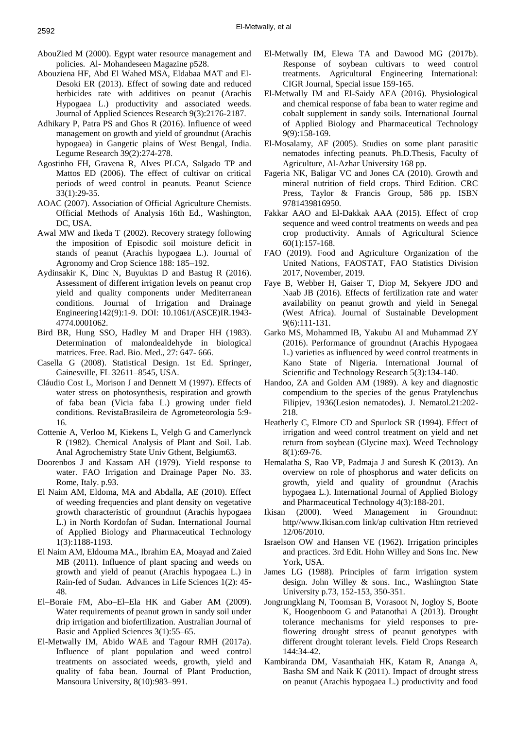AbouZied M (2000). Egypt water resource management and policies. Al- Mohandeseen Magazine p528.

Abouziena HF, Abd El Wahed MSA, Eldabaa MAT and El-Desoki ER (2013). Effect of sowing date and reduced herbicides rate with additives on peanut (Arachis Hypogaea L.) productivity and associated weeds. Journal of Applied Sciences Research 9(3):2176-2187.

Adhikary P, Patra PS and Ghos R (2016). Influence of weed management on growth and yield of groundnut (Arachis hypogaea) in Gangetic plains of West Bengal, India. Legume Research 39(2):274-278.

Agostinho FH, Gravena R, Alves PLCA, Salgado TP and Mattos ED (2006). The effect of cultivar on critical periods of weed control in peanuts. Peanut Science 33(1):29-35.

AOAC (2007). Association of Official Agriculture Chemists. Official Methods of Analysis 16th Ed., Washington, DC, USA.

Awal MW and Ikeda T (2002). Recovery strategy following the imposition of Episodic soil moisture deficit in stands of peanut (Arachis hypogaea L.). Journal of Agronomy and Crop Science 188: 185–192.

Aydinsakir K, Dinc N, Buyuktas D and Bastug R (2016). Assessment of different irrigation levels on peanut crop yield and quality components under Mediterranean conditions. Journal of Irrigation and Drainage Engineering142(9):1-9. DOI: 10.1061/(ASCE)IR.1943-4774.0001062.

Bird BR, Hung SSO, Hadley M and Draper HH (1983). Determination of malondealdehyde in biological matrices. Free. Rad. Bio. Med., 27: 647- 666.

Casella G (2008). Statistical Design. 1st Ed. Springer, Gainesville, FL 32611–8545, USA.

Cláudio Cost L, Morison J and Dennett M (1997). Effects of water stress on photosynthesis, respiration and growth of faba bean (Vicia faba L.) growing under field conditions. RevistaBrasileira de Agrometeorologia 5:9-16.

Cottenie A, Verloo M, Kiekens L, Velgh G and Camerlynck R (1982). Chemical Analysis of Plant and Soil. Lab. Anal Agrochemistry State Univ Gthent, Belgium63.

Doorenbos J and Kassam AH (1979). Yield response to water. FAO Irrigation and Drainage Paper No. 33. Rome, Italy. p.93.

El Naim AM, Eldoma, MA and Abdalla, AE (2010). Effect of weeding frequencies and plant density on vegetative growth characteristic of groundnut (Arachis hypogaea L.) in North Kordofan of Sudan. International Journal of Applied Biology and Pharmaceutical Technology 1(3):1188-1193.

El Naim AM, Eldouma MA., Ibrahim EA, Moayad and Zaied MB (2011). Influence of plant spacing and weeds on growth and yield of peanut (Arachis hypogaea L.) in Rain-fed of Sudan. Advances in Life Sciences 1(2): 45-48.

El–Boraie FM, Abo–El–Ela HK and Gaber AM (2009). Water requirements of peanut grown in sandy soil under drip irrigation and biofertilization. Australian Journal of Basic and Applied Sciences 3(1):55–65.

El-Metwally IM, Abido WAE and Tagour RMH (2017a). Influence of plant population and weed control treatments on associated weeds, growth, yield and quality of faba bean. Journal of Plant Production, Mansoura University, 8(10):983–991.

El-Metwally IM, Elewa TA and Dawood MG (2017b). Response of soybean cultivars to weed control treatments. Agricultural Engineering International: CIGR Journal, Special issue 159-165.

El-Metwally IM and El-Saidy AEA (2016). Physiological and chemical response of faba bean to water regime and cobalt supplement in sandy soils. International Journal of Applied Biology and Pharmaceutical Technology 9(9):158-169.

El-Mosalamy, AF (2005). Studies on some plant parasitic nematodes infecting peanuts. Ph.D.Thesis, Faculty of Agriculture, Al-Azhar University 168 pp.

Fageria NK, Baligar VC and Jones CA (2010). Growth and mineral nutrition of field crops. Third Edition. CRC Press, Taylor & Francis Group, 586 pp. ISBN 9781439816950.

Fakkar AAO and El-Dakkak AAA (2015). Effect of crop sequence and weed control treatments on weeds and pea crop productivity. Annals of Agricultural Science 60(1):157-168.

FAO (2019). Food and Agriculture Organization of the United Nations, FAOSTAT, FAO Statistics Division 2017, November, 2019.

Faye B, Webber H, Gaiser T, Diop M, Sekyere JDO and Naab JB (2016). Effects of fertilization rate and water availability on peanut growth and yield in Senegal (West Africa). Journal of Sustainable Development 9(6):111-131.

Garko MS, Mohammed IB, Yakubu AI and Muhammad ZY (2016). Performance of groundnut (Arachis Hypogaea L.) varieties as influenced by weed control treatments in Kano State of Nigeria. International Journal of Scientific and Technology Research 5(3):134-140.

Handoo, ZA and Golden AM (1989). A key and diagnostic compendium to the species of the genus Pratylenchus Filipjev, 1936(Lesion nematodes). J. Nematol.21:202-218.

Heatherly C, Elmore CD and Spurlock SR (1994). Effect of irrigation and weed control treatment on yield and net return from soybean (Glycine max). Weed Technology 8(1):69-76.

Hemalatha S, Rao VP, Padmaja J and Suresh K (2013). An overview on role of phosphorus and water deficits on growth, yield and quality of groundnut (Arachis hypogaea L.). International Journal of Applied Biology and Pharmaceutical Technology 4(3):188-201.

Ikisan (2000). Weed Management in Groundnut: http//www.Ikisan.com link/ap cultivation Htm retrieved 12/06/2010.

Israelson OW and Hansen VE (1962). Irrigation principles and practices. 3rd Edit. Hohn Willey and Sons Inc. New York, USA.

James LG (1988). Principles of farm irrigation system design. John Willey & sons. Inc., Washington State University p.73, 152-153, 350-351.

Jongrungklang N, Toomsan B, Vorasoot N, Jogloy S, Boote K, Hoogenboom G and Patanothai A (2013). Drought tolerance mechanisms for yield responses to pre-flowering drought stress of peanut genotypes with different drought tolerant levels. Field Crops Research 144:34-42.

Kambiranda DM, Vasanthaiah HK, Katam R, Ananga A, Basha SM and Naik K (2011). Impact of drought stress on peanut (Arachis hypogaea L.) productivity and food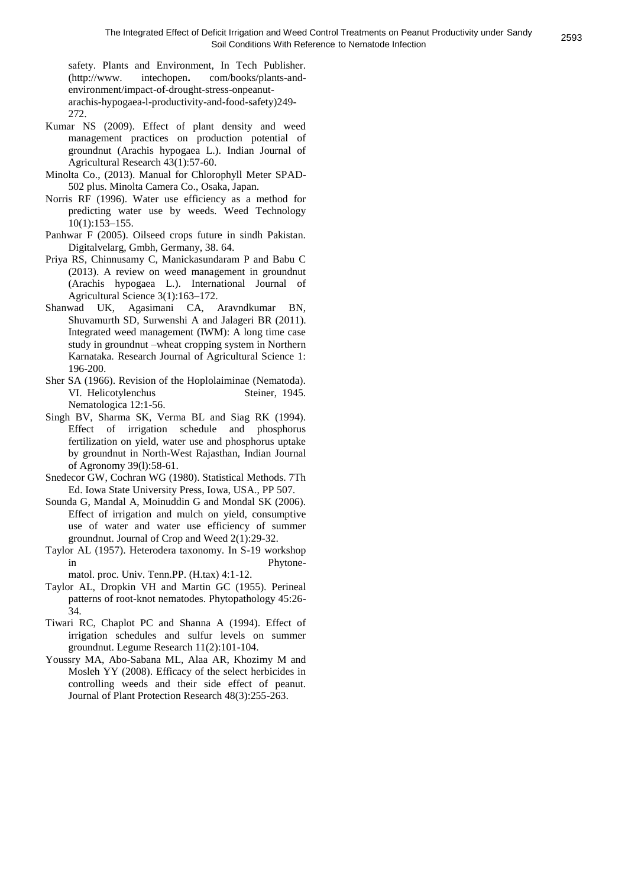safety. Plants and Environment, In Tech Publisher. (http://www. intechopen. com/books/plants-and-environment/impact-of-drought-stress-onpeanut-arachis-hypogaea-l-productivity-and-food-safety)249-272.

Kumar NS (2009). Effect of plant density and weed management practices on production potential of groundnut (Arachis hypogaea L.). Indian Journal of Agricultural Research 43(1):57-60.

Minolta Co., (2013). Manual for Chlorophyll Meter SPAD-502 plus. Minolta Camera Co., Osaka, Japan.

Norris RF (1996). Water use efficiency as a method for predicting water use by weeds. Weed Technology 10(1):153–155.

Panhwar F (2005). Oilseed crops future in sindh Pakistan. Digitalvelarg, Gmbh, Germany, 38. 64.

Priya RS, Chinnusamy C, Manickasundaram P and Babu C (2013). A review on weed management in groundnut (Arachis hypogaea L.). International Journal of Agricultural Science 3(1):163–172.

Shanwad UK, Agasimani CA, Aravndkumar BN, Shuvamurth SD, Surwenshi A and Jalageri BR (2011). Integrated weed management (IWM): A long time case study in groundnut –wheat cropping system in Northern Karnataka. Research Journal of Agricultural Science 1: 196-200.

Sher SA (1966). Revision of the Hoplolaiminae (Nematoda). VI. Helicotylenchus Steiner, 1945. Nematologica 12:1-56.

Singh BV, Sharma SK, Verma BL and Siag RK (1994). Effect of irrigation schedule and phosphorus fertilization on yield, water use and phosphorus uptake by groundnut in North-West Rajasthan, Indian Journal of Agronomy 39(l):58-61.

Snedecor GW, Cochran WG (1980). Statistical Methods. 7Th Ed. Iowa State University Press, Iowa, USA., PP 507.

Sounda G, Mandal A, Moinuddin G and Mondal SK (2006). Effect of irrigation and mulch on yield, consumptive use of water and water use efficiency of summer groundnut. Journal of Crop and Weed 2(1):29-32.

Taylor AL (1957). Heterodera taxonomy. In S-19 workshop in Phytone-matol. proc. Univ. Tenn.PP. (H.tax) 4:1-12.

Taylor AL, Dropkin VH and Martin GC (1955). Perineal patterns of root-knot nematodes. Phytopathology 45:26-34.

Tiwari RC, Chaplot PC and Shanna A (1994). Effect of irrigation schedules and sulfur levels on summer groundnut. Legume Research 11(2):101-104.

Youssry MA, Abo-Sabana ML, Alaa AR, Khozimy M and Mosleh YY (2008). Efficacy of the select herbicides in controlling weeds and their side effect of peanut. Journal of Plant Protection Research 48(3):255-263.